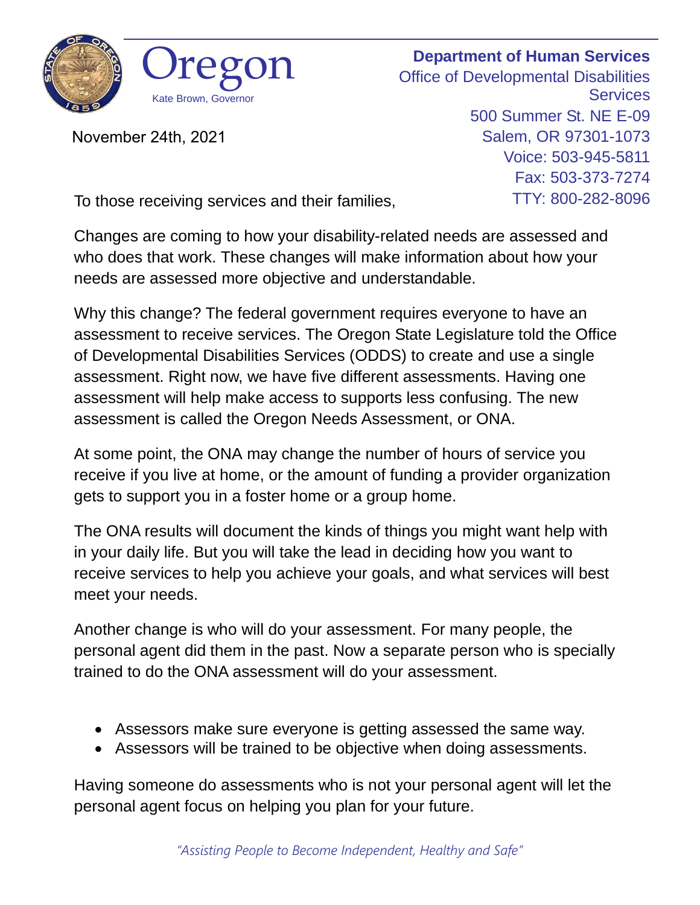Oregon

Kate Brown, Governor

**Department of Human Services**

Office of Developmental Disabilities Services

500 Summer St. NE E-09
Salem, OR 97301-1073
Voice: 503-945-5811
Fax: 503-373-7274
TTY: 800-282-8096

November 24th, 2021

To those receiving services and their families,

Changes are coming to how your disability-related needs are assessed and who does that work. These changes will make information about how your needs are assessed more objective and understandable.

Why this change? The federal government requires everyone to have an assessment to receive services. The Oregon State Legislature told the Office of Developmental Disabilities Services (ODDS) to create and use a single assessment. Right now, we have five different assessments. Having one assessment will help make access to supports less confusing. The new assessment is called the Oregon Needs Assessment, or ONA.

At some point, the ONA may change the number of hours of service you receive if you live at home, or the amount of funding a provider organization gets to support you in a foster home or a group home.

The ONA results will document the kinds of things you might want help with in your daily life. But you will take the lead in deciding how you want to receive services to help you achieve your goals, and what services will best meet your needs.

Another change is who will do your assessment. For many people, the personal agent did them in the past. Now a separate person who is specially trained to do the ONA assessment will do your assessment.

- Assessors make sure everyone is getting assessed the same way.
- Assessors will be trained to be objective when doing assessments.

Having someone do assessments who is not your personal agent will let the personal agent focus on helping you plan for your future.

*"Assisting People to Become Independent, Healthy and Safe"*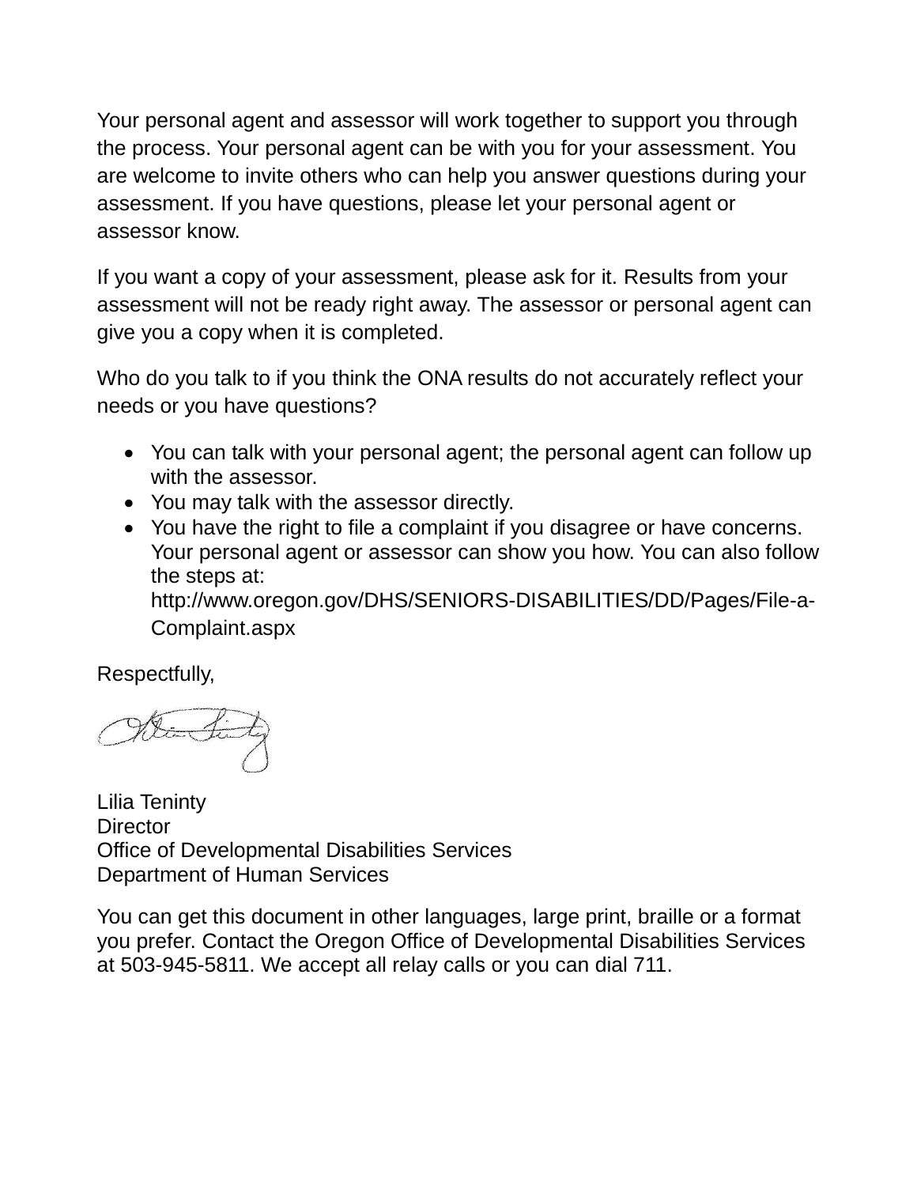Your personal agent and assessor will work together to support you through the process. Your personal agent can be with you for your assessment. You are welcome to invite others who can help you answer questions during your assessment. If you have questions, please let your personal agent or assessor know.

If you want a copy of your assessment, please ask for it. Results from your assessment will not be ready right away. The assessor or personal agent can give you a copy when it is completed.

Who do you talk to if you think the ONA results do not accurately reflect your needs or you have questions?

- You can talk with your personal agent; the personal agent can follow up with the assessor.
- You may talk with the assessor directly.
- You have the right to file a complaint if you disagree or have concerns. Your personal agent or assessor can show you how. You can also follow the steps at: http://www.oregon.gov/DHS/SENIORS-DISABILITIES/DD/Pages/File-a-Complaint.aspx

Respectfully,

Lilia Teninty
Director
Office of Developmental Disabilities Services
Department of Human Services

You can get this document in other languages, large print, braille or a format you prefer. Contact the Oregon Office of Developmental Disabilities Services at 503-945-5811. We accept all relay calls or you can dial 711.